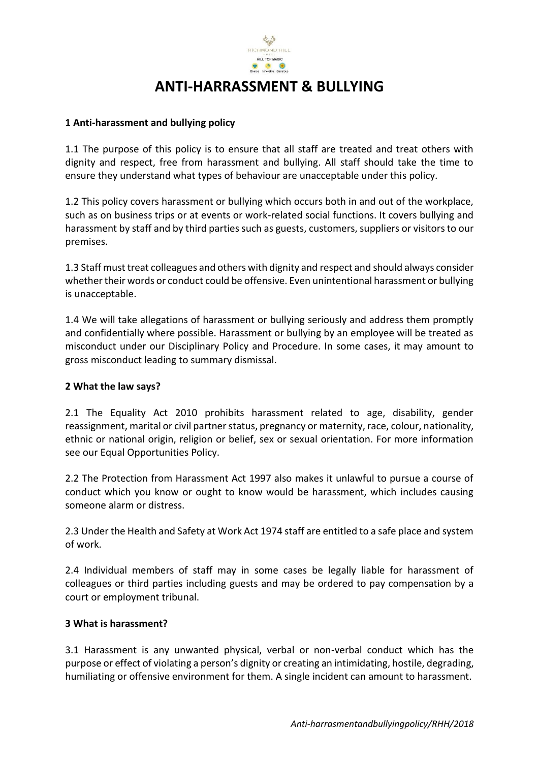# ANTI-HARRASSMENT & BULLYING

**1 Anti-harassment and bullying policy**

1.1 The purpose of this policy is to ensure that all staff are treated and treat others with dignity and respect, free from harassment and bullying. All staff should take the time to ensure they understand what types of behaviour are unacceptable under this policy.

1.2 This policy covers harassment or bullying which occurs both in and out of the workplace, such as on business trips or at events or work-related social functions. It covers bullying and harassment by staff and by third parties such as guests, customers, suppliers or visitors to our premises.

1.3 Staff must treat colleagues and others with dignity and respect and should always consider whether their words or conduct could be offensive. Even unintentional harassment or bullying is unacceptable.

1.4 We will take allegations of harassment or bullying seriously and address them promptly and confidentially where possible. Harassment or bullying by an employee will be treated as misconduct under our Disciplinary Policy and Procedure. In some cases, it may amount to gross misconduct leading to summary dismissal.

**2 What the law says?**

2.1 The Equality Act 2010 prohibits harassment related to age, disability, gender reassignment, marital or civil partner status, pregnancy or maternity, race, colour, nationality, ethnic or national origin, religion or belief, sex or sexual orientation. For more information see our Equal Opportunities Policy.

2.2 The Protection from Harassment Act 1997 also makes it unlawful to pursue a course of conduct which you know or ought to know would be harassment, which includes causing someone alarm or distress.

2.3 Under the Health and Safety at Work Act 1974 staff are entitled to a safe place and system of work.

2.4 Individual members of staff may in some cases be legally liable for harassment of colleagues or third parties including guests and may be ordered to pay compensation by a court or employment tribunal.

**3 What is harassment?**

3.1 Harassment is any unwanted physical, verbal or non-verbal conduct which has the purpose or effect of violating a person's dignity or creating an intimidating, hostile, degrading, humiliating or offensive environment for them. A single incident can amount to harassment.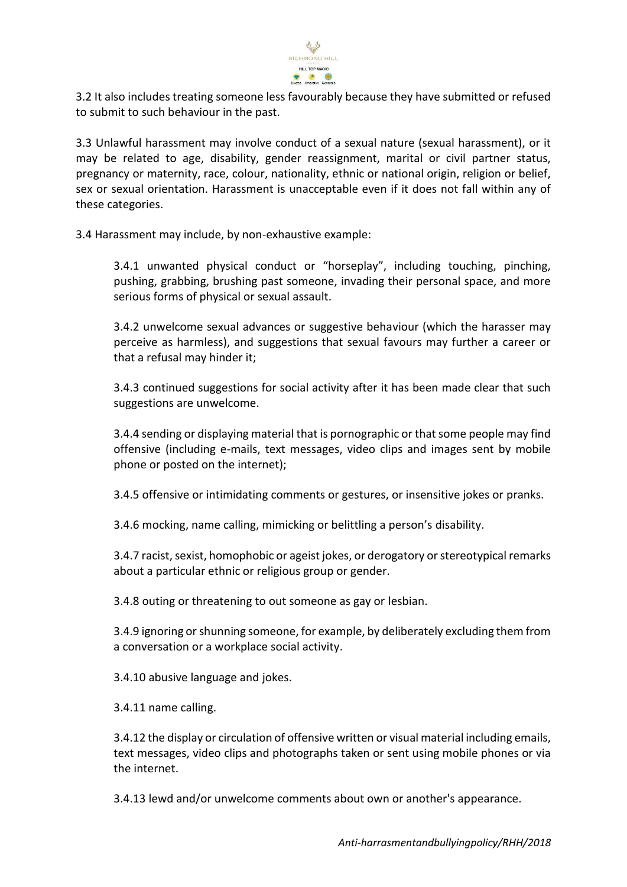3.2 It also includes treating someone less favourably because they have submitted or refused to submit to such behaviour in the past.

3.3 Unlawful harassment may involve conduct of a sexual nature (sexual harassment), or it may be related to age, disability, gender reassignment, marital or civil partner status, pregnancy or maternity, race, colour, nationality, ethnic or national origin, religion or belief, sex or sexual orientation. Harassment is unacceptable even if it does not fall within any of these categories.

3.4 Harassment may include, by non-exhaustive example:

3.4.1 unwanted physical conduct or "horseplay", including touching, pinching, pushing, grabbing, brushing past someone, invading their personal space, and more serious forms of physical or sexual assault.

3.4.2 unwelcome sexual advances or suggestive behaviour (which the harasser may perceive as harmless), and suggestions that sexual favours may further a career or that a refusal may hinder it;

3.4.3 continued suggestions for social activity after it has been made clear that such suggestions are unwelcome.

3.4.4 sending or displaying material that is pornographic or that some people may find offensive (including e-mails, text messages, video clips and images sent by mobile phone or posted on the internet);

3.4.5 offensive or intimidating comments or gestures, or insensitive jokes or pranks.

3.4.6 mocking, name calling, mimicking or belittling a person's disability.

3.4.7 racist, sexist, homophobic or ageist jokes, or derogatory or stereotypical remarks about a particular ethnic or religious group or gender.

3.4.8 outing or threatening to out someone as gay or lesbian.

3.4.9 ignoring or shunning someone, for example, by deliberately excluding them from a conversation or a workplace social activity.

3.4.10 abusive language and jokes.

3.4.11 name calling.

3.4.12 the display or circulation of offensive written or visual material including emails, text messages, video clips and photographs taken or sent using mobile phones or via the internet.

3.4.13 lewd and/or unwelcome comments about own or another's appearance.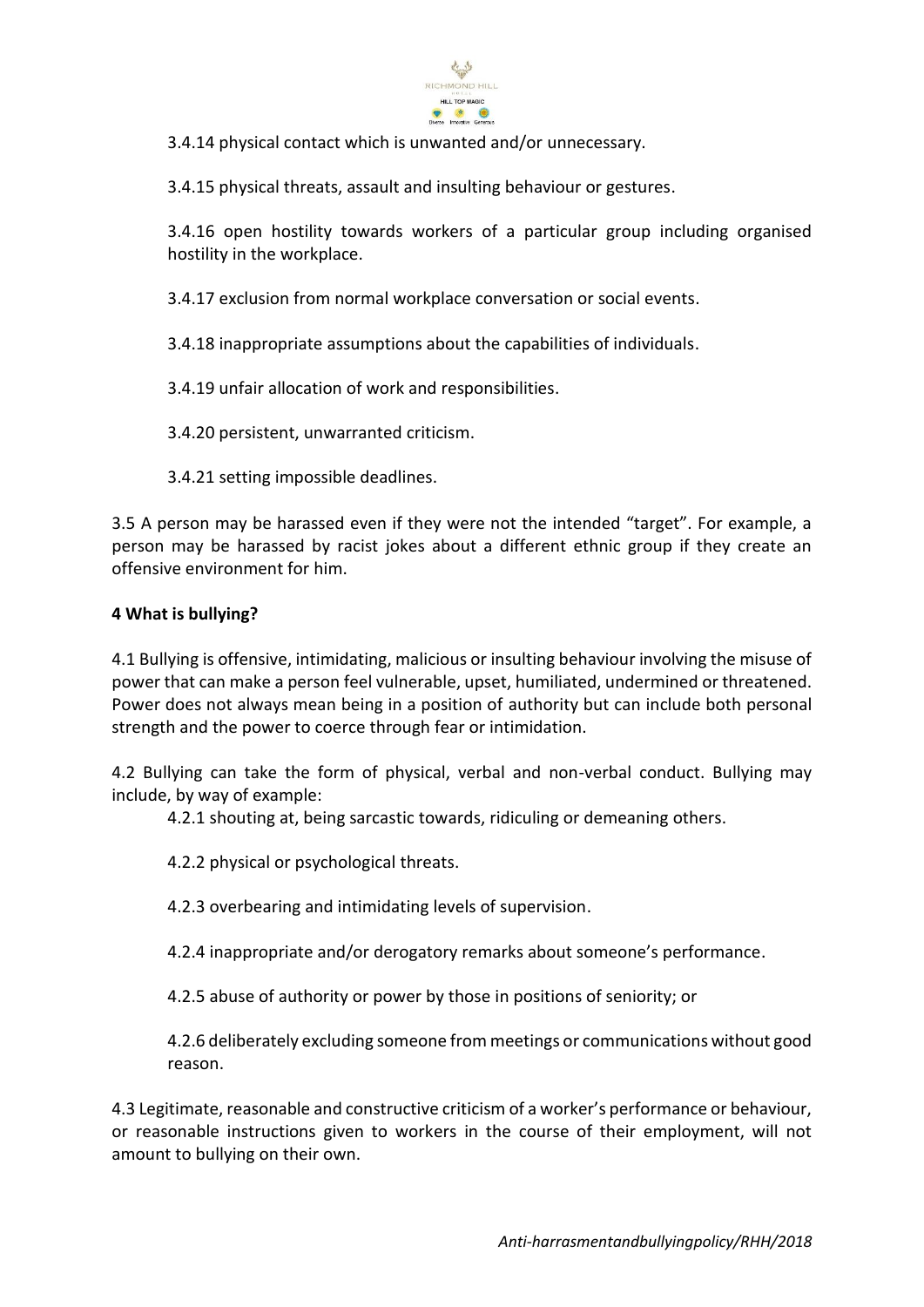3.4.14 physical contact which is unwanted and/or unnecessary.

3.4.15 physical threats, assault and insulting behaviour or gestures.

3.4.16 open hostility towards workers of a particular group including organised hostility in the workplace.

3.4.17 exclusion from normal workplace conversation or social events.

3.4.18 inappropriate assumptions about the capabilities of individuals.

3.4.19 unfair allocation of work and responsibilities.

3.4.20 persistent, unwarranted criticism.

3.4.21 setting impossible deadlines.

3.5 A person may be harassed even if they were not the intended "target". For example, a person may be harassed by racist jokes about a different ethnic group if they create an offensive environment for him.

**4 What is bullying?**

4.1 Bullying is offensive, intimidating, malicious or insulting behaviour involving the misuse of power that can make a person feel vulnerable, upset, humiliated, undermined or threatened. Power does not always mean being in a position of authority but can include both personal strength and the power to coerce through fear or intimidation.

4.2 Bullying can take the form of physical, verbal and non-verbal conduct. Bullying may include, by way of example:

4.2.1 shouting at, being sarcastic towards, ridiculing or demeaning others.

4.2.2 physical or psychological threats.

4.2.3 overbearing and intimidating levels of supervision.

4.2.4 inappropriate and/or derogatory remarks about someone's performance.

4.2.5 abuse of authority or power by those in positions of seniority; or

4.2.6 deliberately excluding someone from meetings or communications without good reason.

4.3 Legitimate, reasonable and constructive criticism of a worker's performance or behaviour, or reasonable instructions given to workers in the course of their employment, will not amount to bullying on their own.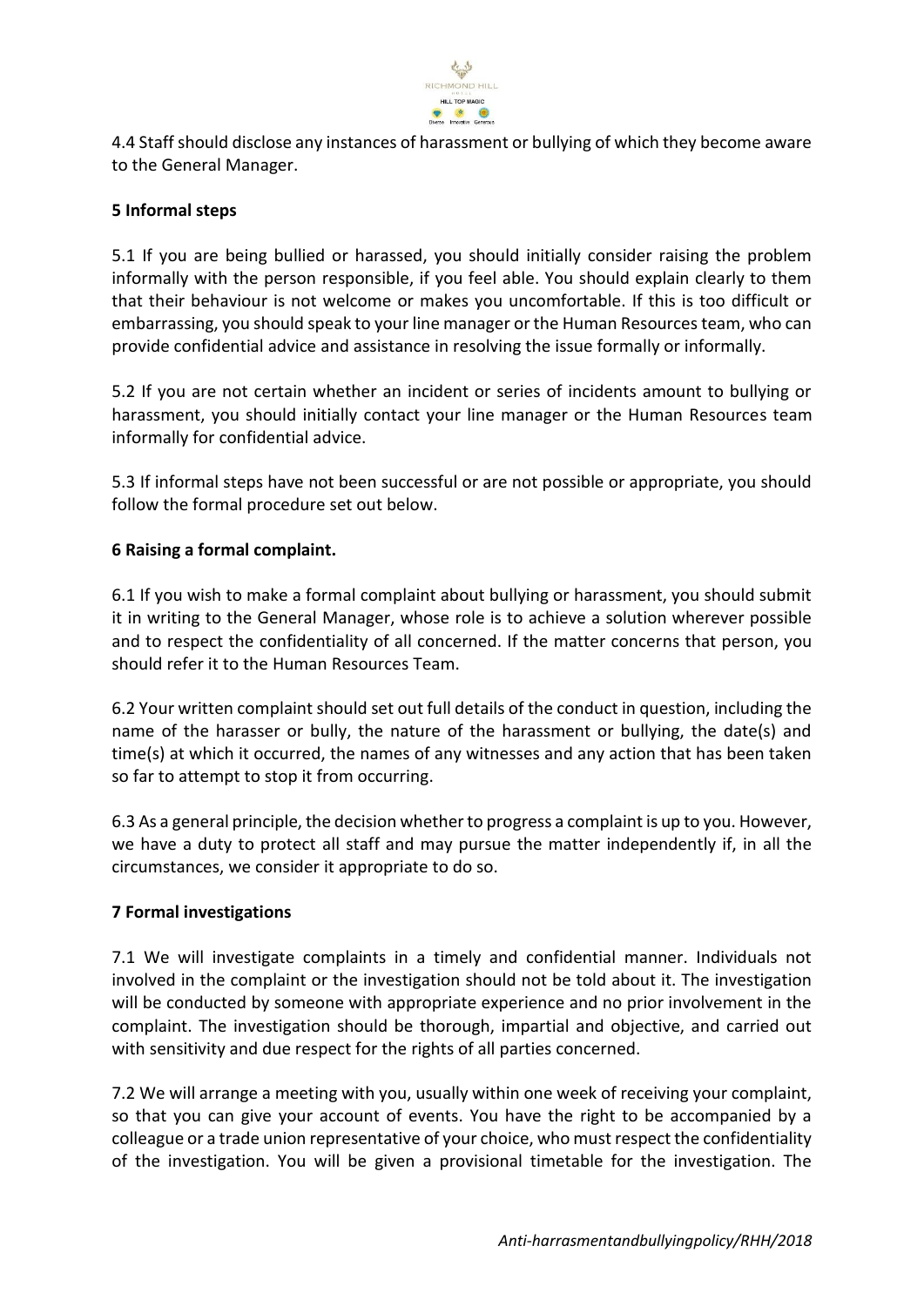4.4 Staff should disclose any instances of harassment or bullying of which they become aware to the General Manager.

**5 Informal steps**

5.1 If you are being bullied or harassed, you should initially consider raising the problem informally with the person responsible, if you feel able. You should explain clearly to them that their behaviour is not welcome or makes you uncomfortable. If this is too difficult or embarrassing, you should speak to your line manager or the Human Resources team, who can provide confidential advice and assistance in resolving the issue formally or informally.

5.2 If you are not certain whether an incident or series of incidents amount to bullying or harassment, you should initially contact your line manager or the Human Resources team informally for confidential advice.

5.3 If informal steps have not been successful or are not possible or appropriate, you should follow the formal procedure set out below.

**6 Raising a formal complaint.**

6.1 If you wish to make a formal complaint about bullying or harassment, you should submit it in writing to the General Manager, whose role is to achieve a solution wherever possible and to respect the confidentiality of all concerned. If the matter concerns that person, you should refer it to the Human Resources Team.

6.2 Your written complaint should set out full details of the conduct in question, including the name of the harasser or bully, the nature of the harassment or bullying, the date(s) and time(s) at which it occurred, the names of any witnesses and any action that has been taken so far to attempt to stop it from occurring.

6.3 As a general principle, the decision whether to progress a complaint is up to you. However, we have a duty to protect all staff and may pursue the matter independently if, in all the circumstances, we consider it appropriate to do so.

**7 Formal investigations**

7.1 We will investigate complaints in a timely and confidential manner. Individuals not involved in the complaint or the investigation should not be told about it. The investigation will be conducted by someone with appropriate experience and no prior involvement in the complaint. The investigation should be thorough, impartial and objective, and carried out with sensitivity and due respect for the rights of all parties concerned.

7.2 We will arrange a meeting with you, usually within one week of receiving your complaint, so that you can give your account of events. You have the right to be accompanied by a colleague or a trade union representative of your choice, who must respect the confidentiality of the investigation. You will be given a provisional timetable for the investigation. The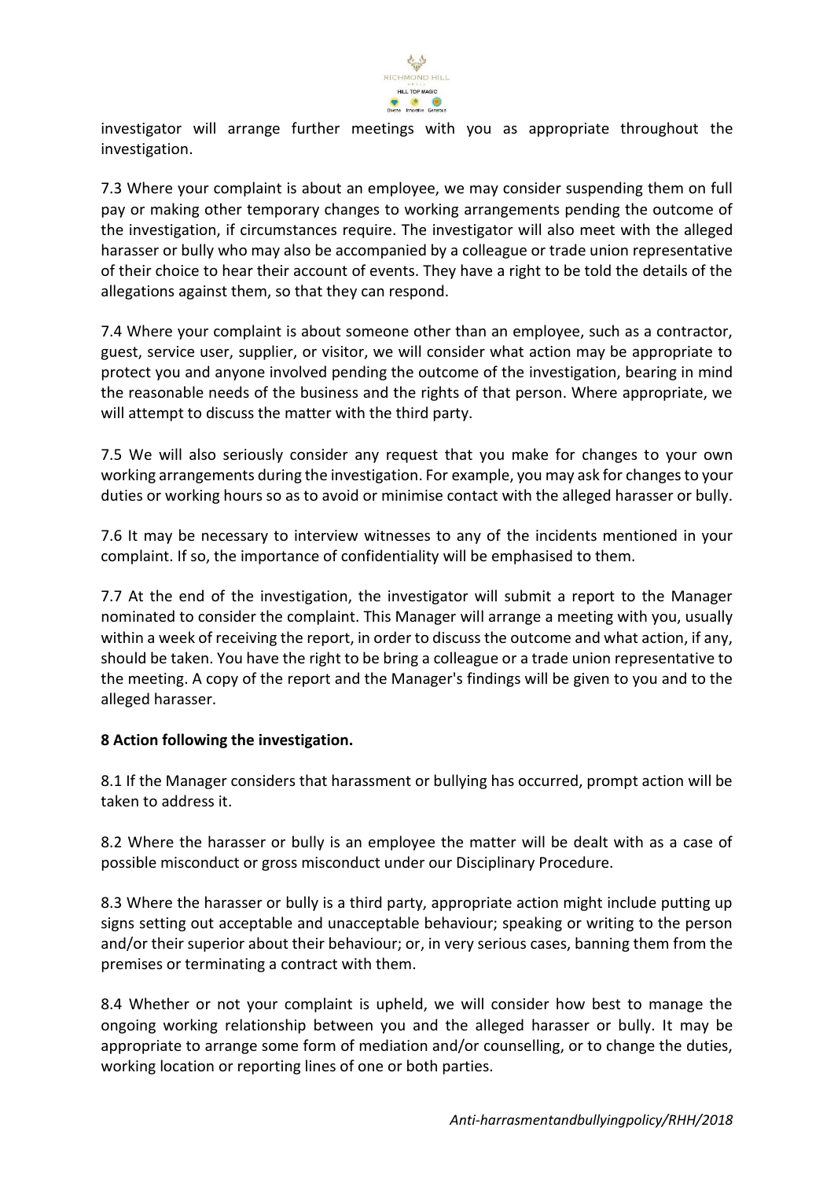investigator will arrange further meetings with you as appropriate throughout the investigation.

7.3 Where your complaint is about an employee, we may consider suspending them on full pay or making other temporary changes to working arrangements pending the outcome of the investigation, if circumstances require. The investigator will also meet with the alleged harasser or bully who may also be accompanied by a colleague or trade union representative of their choice to hear their account of events. They have a right to be told the details of the allegations against them, so that they can respond.

7.4 Where your complaint is about someone other than an employee, such as a contractor, guest, service user, supplier, or visitor, we will consider what action may be appropriate to protect you and anyone involved pending the outcome of the investigation, bearing in mind the reasonable needs of the business and the rights of that person. Where appropriate, we will attempt to discuss the matter with the third party.

7.5 We will also seriously consider any request that you make for changes to your own working arrangements during the investigation. For example, you may ask for changes to your duties or working hours so as to avoid or minimise contact with the alleged harasser or bully.

7.6 It may be necessary to interview witnesses to any of the incidents mentioned in your complaint. If so, the importance of confidentiality will be emphasised to them.

7.7 At the end of the investigation, the investigator will submit a report to the Manager nominated to consider the complaint. This Manager will arrange a meeting with you, usually within a week of receiving the report, in order to discuss the outcome and what action, if any, should be taken. You have the right to be bring a colleague or a trade union representative to the meeting. A copy of the report and the Manager's findings will be given to you and to the alleged harasser.

**8 Action following the investigation.**

8.1 If the Manager considers that harassment or bullying has occurred, prompt action will be taken to address it.

8.2 Where the harasser or bully is an employee the matter will be dealt with as a case of possible misconduct or gross misconduct under our Disciplinary Procedure.

8.3 Where the harasser or bully is a third party, appropriate action might include putting up signs setting out acceptable and unacceptable behaviour; speaking or writing to the person and/or their superior about their behaviour; or, in very serious cases, banning them from the premises or terminating a contract with them.

8.4 Whether or not your complaint is upheld, we will consider how best to manage the ongoing working relationship between you and the alleged harasser or bully. It may be appropriate to arrange some form of mediation and/or counselling, or to change the duties, working location or reporting lines of one or both parties.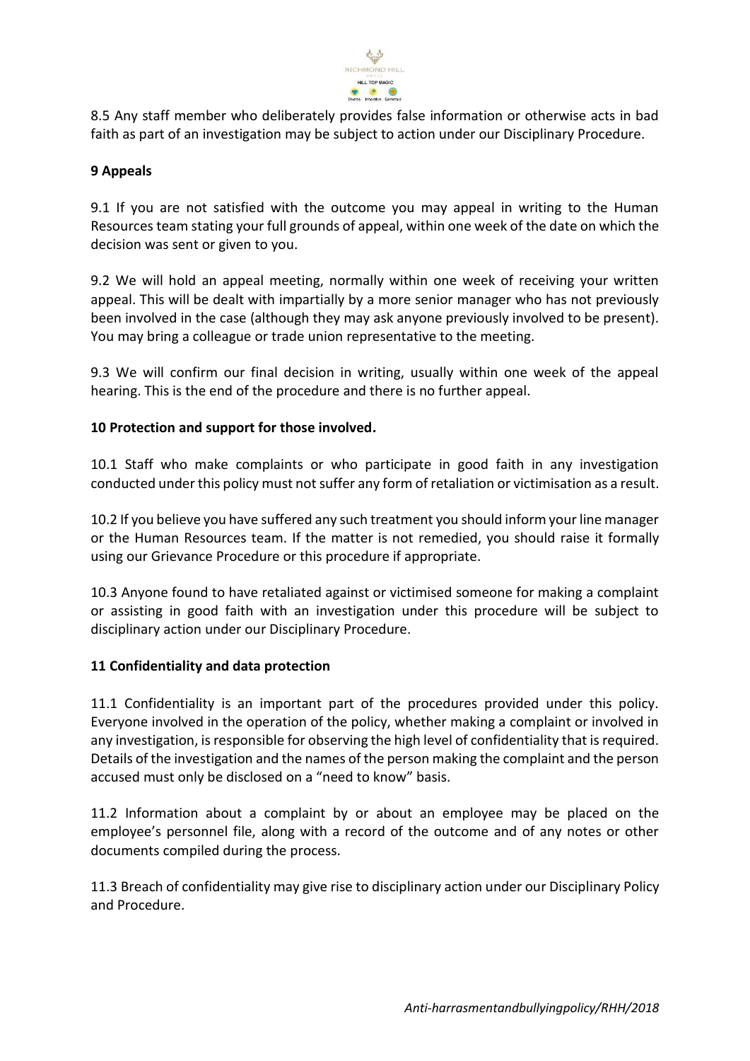8.5 Any staff member who deliberately provides false information or otherwise acts in bad faith as part of an investigation may be subject to action under our Disciplinary Procedure.

## 9 Appeals

9.1 If you are not satisfied with the outcome you may appeal in writing to the Human Resources team stating your full grounds of appeal, within one week of the date on which the decision was sent or given to you.

9.2 We will hold an appeal meeting, normally within one week of receiving your written appeal. This will be dealt with impartially by a more senior manager who has not previously been involved in the case (although they may ask anyone previously involved to be present). You may bring a colleague or trade union representative to the meeting.

9.3 We will confirm our final decision in writing, usually within one week of the appeal hearing. This is the end of the procedure and there is no further appeal.

## 10 Protection and support for those involved.

10.1 Staff who make complaints or who participate in good faith in any investigation conducted under this policy must not suffer any form of retaliation or victimisation as a result.

10.2 If you believe you have suffered any such treatment you should inform your line manager or the Human Resources team. If the matter is not remedied, you should raise it formally using our Grievance Procedure or this procedure if appropriate.

10.3 Anyone found to have retaliated against or victimised someone for making a complaint or assisting in good faith with an investigation under this procedure will be subject to disciplinary action under our Disciplinary Procedure.

## 11 Confidentiality and data protection

11.1 Confidentiality is an important part of the procedures provided under this policy. Everyone involved in the operation of the policy, whether making a complaint or involved in any investigation, is responsible for observing the high level of confidentiality that is required. Details of the investigation and the names of the person making the complaint and the person accused must only be disclosed on a "need to know" basis.

11.2 Information about a complaint by or about an employee may be placed on the employee's personnel file, along with a record of the outcome and of any notes or other documents compiled during the process.

11.3 Breach of confidentiality may give rise to disciplinary action under our Disciplinary Policy and Procedure.